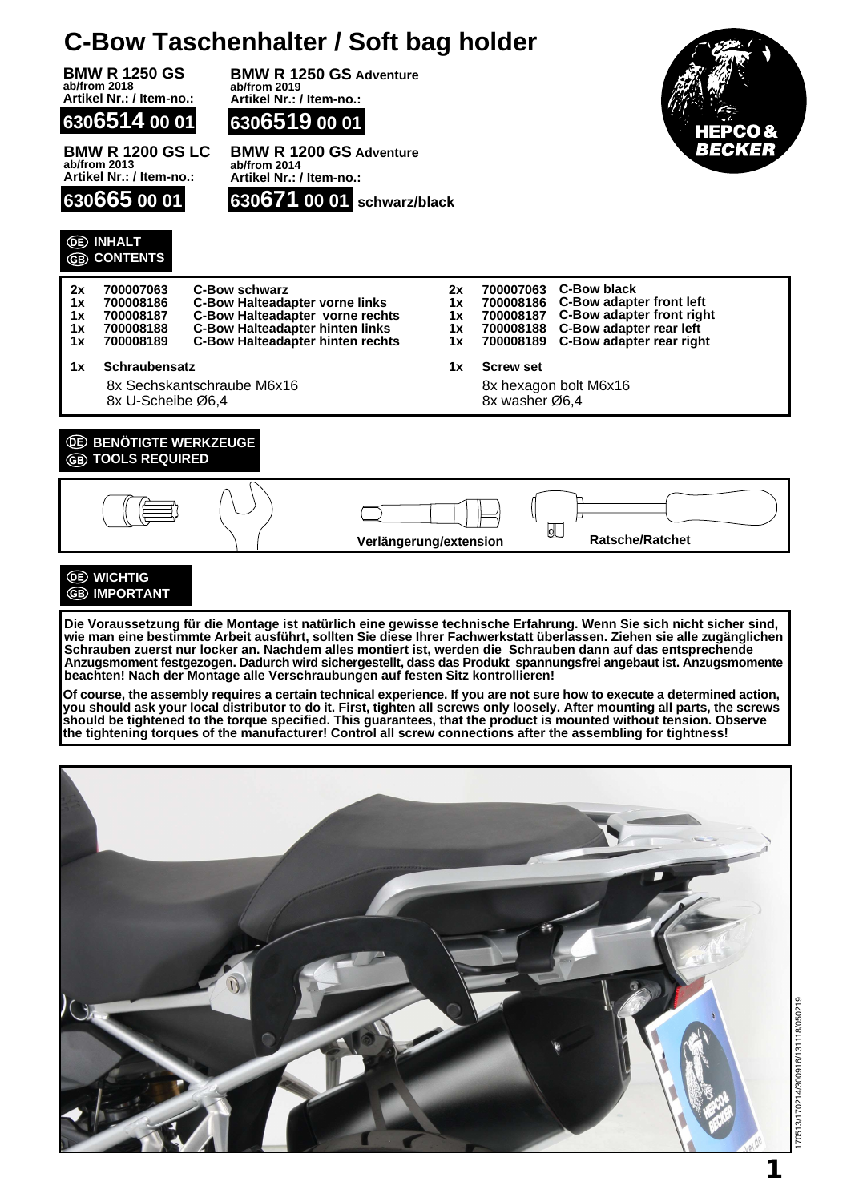# C-Bow Taschenhalter / Soft bag holder

**BMW R 1250 GS**
ab/from 2018
Artikel Nr.: / Item-no.:
**6306514 00 01**

**BMW R 1250 GS Adventure**
ab/from 2019
Artikel Nr.: / Item-no.:
**6306519 00 01**

**BMW R 1200 GS LC**
ab/from 2013
Artikel Nr.: / Item-no.:
**630665 00 01**

**BMW R 1200 GS Adventure**
ab/from 2014
Artikel Nr.: / Item-no.:
**630671 00 01** schwarz/black

## DE INHALT / GB CONTENTS

| | | | | | |
|---|---|---|---|---|---|
| 2x | 700007063 | C-Bow schwarz | 2x | 700007063 | C-Bow black |
| 1x | 700008186 | C-Bow Halteadapter vorne links | 1x | 700008186 | C-Bow adapter front left |
| 1x | 700008187 | C-Bow Halteadapter vorne rechts | 1x | 700008187 | C-Bow adapter front right |
| 1x | 700008188 | C-Bow Halteadapter hinten links | 1x | 700008188 | C-Bow adapter rear left |
| 1x | 700008189 | C-Bow Halteadapter hinten rechts | 1x | 700008189 | C-Bow adapter rear right |
| 1x | Schraubensatz | | 1x | Screw set | |
| | 8x Sechskantschraube M6x16 | | | 8x hexagon bolt M6x16 | |
| | 8x U-Scheibe Ø6,4 | | | 8x washer Ø6,4 | |

## DE BENÖTIGTE WERKZEUGE / GB TOOLS REQUIRED

Verlängerung/extension

Ratsche/Ratchet

## DE WICHTIG / GB IMPORTANT

**Die Voraussetzung für die Montage ist natürlich eine gewisse technische Erfahrung. Wenn Sie sich nicht sicher sind, wie man eine bestimmte Arbeit ausführt, sollten Sie diese Ihrer Fachwerkstatt überlassen. Ziehen sie alle zugänglichen Schrauben zuerst nur locker an. Nachdem alles montiert ist, werden die Schrauben dann auf das entsprechende Anzugsmoment festgezogen. Dadurch wird sichergestellt, dass das Produkt spannungsfrei angebaut ist. Anzugsmomente beachten! Nach der Montage alle Verschraubungen auf festen Sitz kontrollieren!**

**Of course, the assembly requires a certain technical experience. If you are not sure how to execute a determined action, you should ask your local distributor to do it. First, tighten all screws only loosely. After mounting all parts, the screws should be tightened to the torque specified. This guarantees, that the product is mounted without tension. Observe the tightening torques of the manufacturer! Control all screw connections after the assembling for tightness!**

170513/170214/300916/131118/050219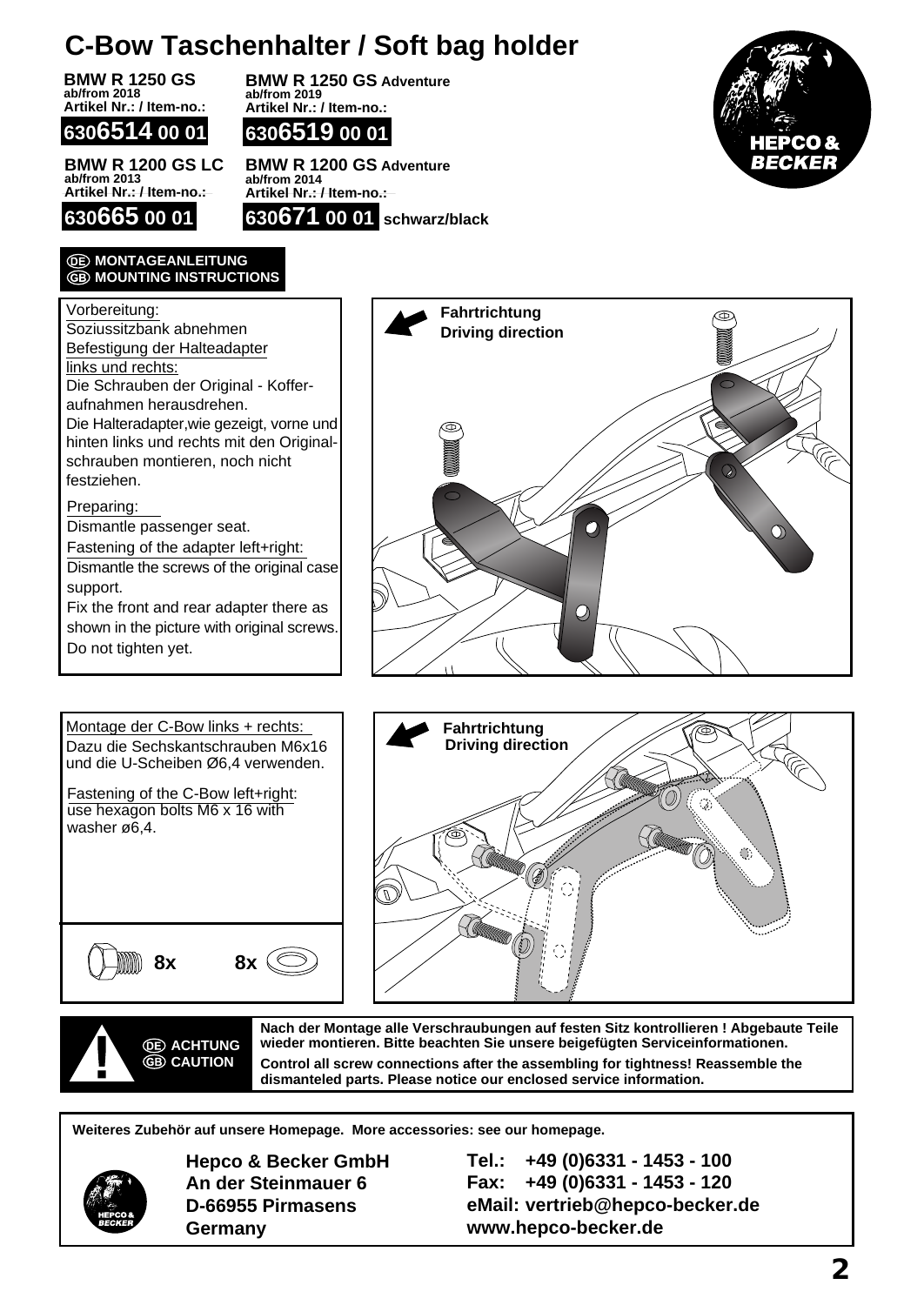# C-Bow Taschenhalter / Soft bag holder

**BMW R 1250 GS**
ab/from 2018
Artikel Nr.: / Item-no.:
**6306514 00 01**

**BMW R 1250 GS Adventure**
ab/from 2019
Artikel Nr.: / Item-no.:
**6306519 00 01**

**BMW R 1200 GS LC**
ab/from 2013
Artikel Nr.: / Item-no.:
**630665 00 01**

**BMW R 1200 GS Adventure**
ab/from 2014
Artikel Nr.: / Item-no.:
**630671 00 01** schwarz/black

HEPCO & BECKER

**DE MONTAGEANLEITUNG**
**GB MOUNTING INSTRUCTIONS**

Vorbereitung:
Soziussitzbank abnehmen
Befestigung der Halteadapter links und rechts:
Die Schrauben der Original - Kofferaufnahmen herausdrehen.
Die Halteradapter,wie gezeigt, vorne und hinten links und rechts mit den Originalschrauben montieren, noch nicht festziehen.

Preparing:
Dismantle passenger seat.
Fastening of the adapter left+right:
Dismantle the screws of the original case support.
Fix the front and rear adapter there as shown in the picture with original screws.
Do not tighten yet.

Fahrtrichtung
Driving direction

Montage der C-Bow links + rechts:
Dazu die Sechskantschrauben M6x16 und die U-Scheiben Ø6,4 verwenden.

Fastening of the C-Bow left+right:
use hexagon bolts M6 x 16 with washer ø6,4.

8x 8x

Fahrtrichtung
Driving direction

**DE ACHTUNG**
**GB CAUTION**

**Nach der Montage alle Verschraubungen auf festen Sitz kontrollieren ! Abgebaute Teile wieder montieren. Bitte beachten Sie unsere beigefügten Serviceinformationen.**

**Control all screw connections after the assembling for tightness! Reassemble the dismanteled parts. Please notice our enclosed service information.**

**Weiteres Zubehör auf unsere Homepage. More accessories: see our homepage.**

**Hepco & Becker GmbH**
**An der Steinmauer 6**
**D-66955 Pirmasens**
**Germany**

**Tel.: +49 (0)6331 - 1453 - 100**
**Fax: +49 (0)6331 - 1453 - 120**
**eMail: vertrieb@hepco-becker.de**
**www.hepco-becker.de**